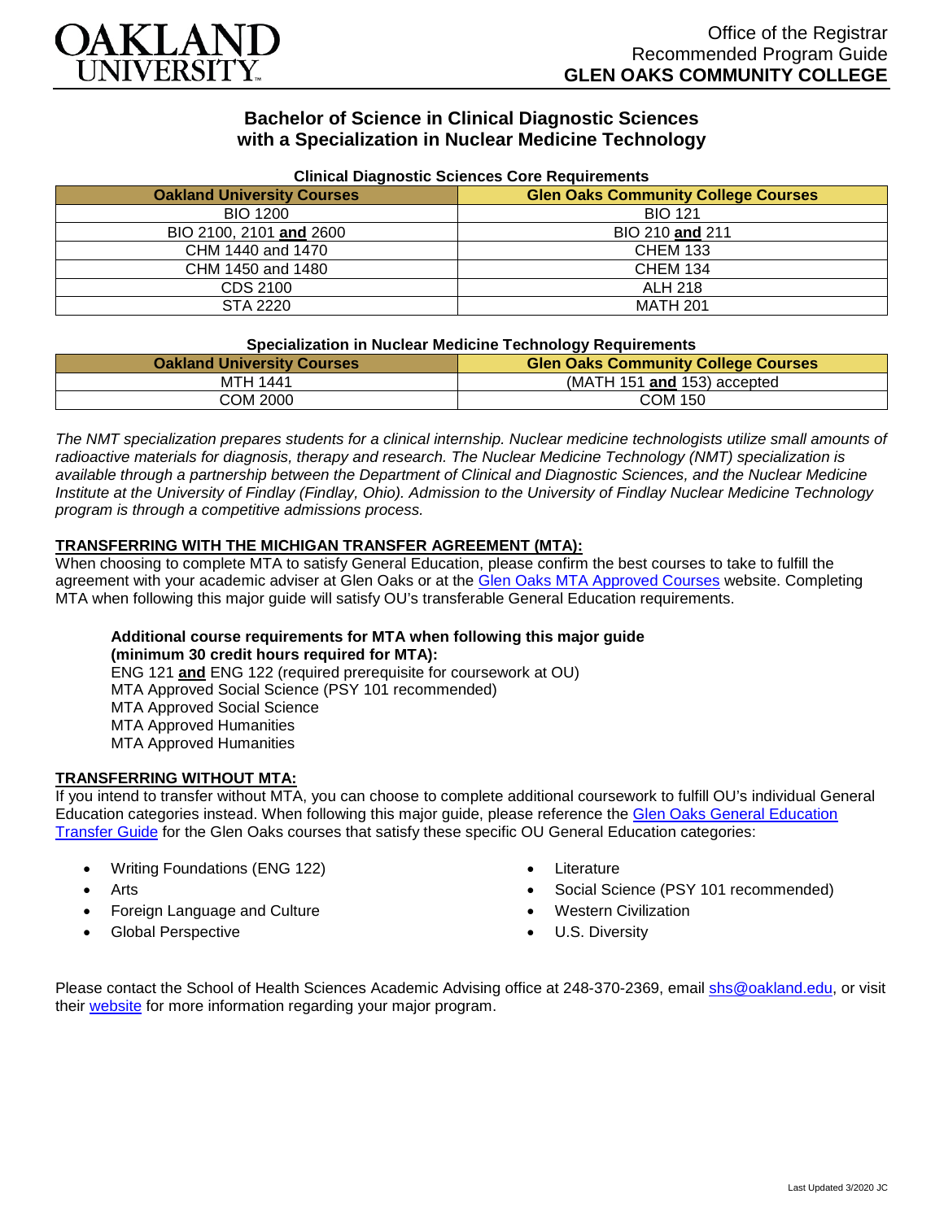OAKLAND UNIVERSITY

Office of the Registrar
Recommended Program Guide
**GLEN OAKS COMMUNITY COLLEGE**

## Bachelor of Science in Clinical Diagnostic Sciences with a Specialization in Nuclear Medicine Technology

**Clinical Diagnostic Sciences Core Requirements**

| Oakland University Courses | Glen Oaks Community College Courses |
|---|---|
| BIO 1200 | BIO 121 |
| BIO 2100, 2101 **and** 2600 | BIO 210 **and** 211 |
| CHM 1440 and 1470 | CHEM 133 |
| CHM 1450 and 1480 | CHEM 134 |
| CDS 2100 | ALH 218 |
| STA 2220 | MATH 201 |

**Specialization in Nuclear Medicine Technology Requirements**

| Oakland University Courses | Glen Oaks Community College Courses |
|---|---|
| MTH 1441 | (MATH 151 **and** 153) accepted |
| COM 2000 | COM 150 |

*The NMT specialization prepares students for a clinical internship. Nuclear medicine technologists utilize small amounts of radioactive materials for diagnosis, therapy and research. The Nuclear Medicine Technology (NMT) specialization is available through a partnership between the Department of Clinical and Diagnostic Sciences, and the Nuclear Medicine Institute at the University of Findlay (Findlay, Ohio). Admission to the University of Findlay Nuclear Medicine Technology program is through a competitive admissions process.*

### TRANSFERRING WITH THE MICHIGAN TRANSFER AGREEMENT (MTA):

When choosing to complete MTA to satisfy General Education, please confirm the best courses to take to fulfill the agreement with your academic adviser at Glen Oaks or at the Glen Oaks MTA Approved Courses website. Completing MTA when following this major guide will satisfy OU's transferable General Education requirements.

**Additional course requirements for MTA when following this major guide (minimum 30 credit hours required for MTA):**
ENG 121 **and** ENG 122 (required prerequisite for coursework at OU)
MTA Approved Social Science (PSY 101 recommended)
MTA Approved Social Science
MTA Approved Humanities
MTA Approved Humanities

### TRANSFERRING WITHOUT MTA:

If you intend to transfer without MTA, you can choose to complete additional coursework to fulfill OU's individual General Education categories instead. When following this major guide, please reference the Glen Oaks General Education Transfer Guide for the Glen Oaks courses that satisfy these specific OU General Education categories:

- Writing Foundations (ENG 122)
- Arts
- Foreign Language and Culture
- Global Perspective
- Literature
- Social Science (PSY 101 recommended)
- Western Civilization
- U.S. Diversity

Please contact the School of Health Sciences Academic Advising office at 248-370-2369, email shs@oakland.edu, or visit their website for more information regarding your major program.

Last Updated 3/2020 JC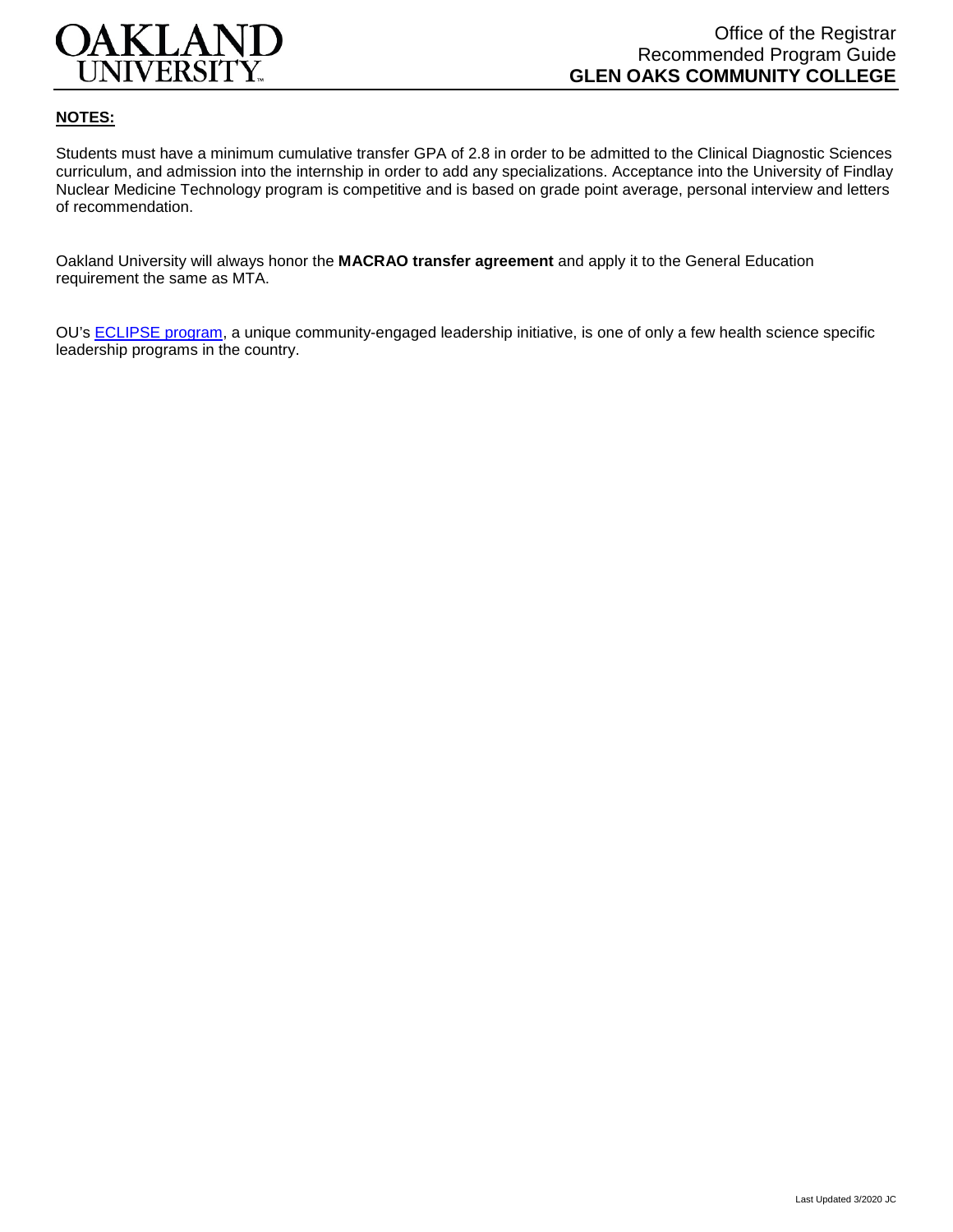**NOTES:**

Students must have a minimum cumulative transfer GPA of 2.8 in order to be admitted to the Clinical Diagnostic Sciences curriculum, and admission into the internship in order to add any specializations. Acceptance into the University of Findlay Nuclear Medicine Technology program is competitive and is based on grade point average, personal interview and letters of recommendation.

Oakland University will always honor the **MACRAO transfer agreement** and apply it to the General Education requirement the same as MTA.

OU's ECLIPSE program, a unique community-engaged leadership initiative, is one of only a few health science specific leadership programs in the country.

Last Updated 3/2020 JC